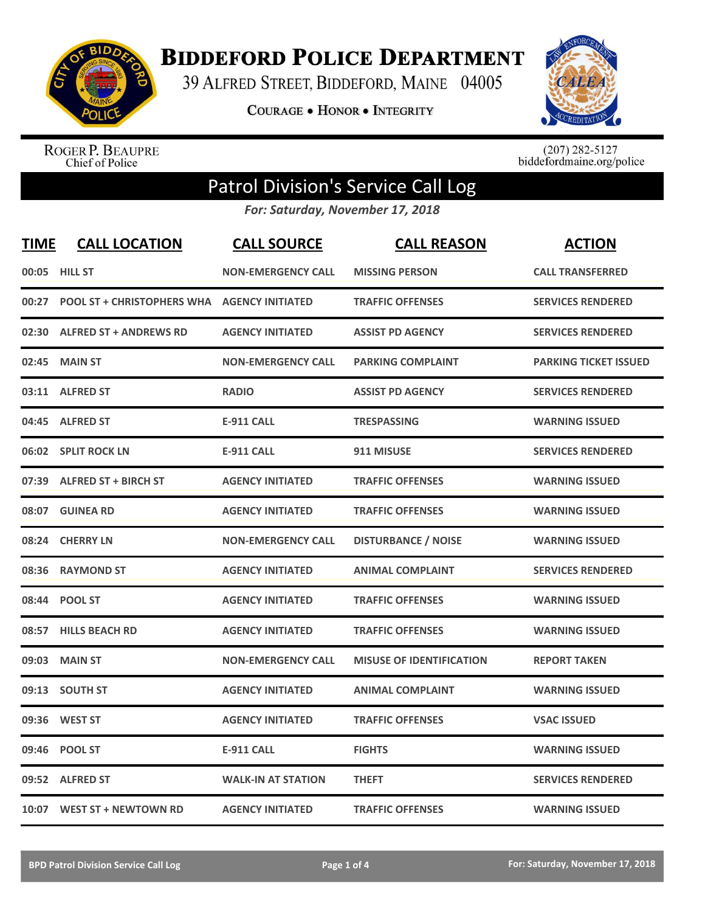# Biddeford Police Department

39 Alfred Street, Biddeford, Maine 04005

Courage • Honor • Integrity

Roger P. Beaupre
Chief of Police

(207) 282-5127
biddefordmaine.org/police

## Patrol Division's Service Call Log

*For: Saturday, November 17, 2018*

| TIME | CALL LOCATION | CALL SOURCE | CALL REASON | ACTION |
|---|---|---|---|---|
| 00:05 | HILL ST | NON-EMERGENCY CALL | MISSING PERSON | CALL TRANSFERRED |
| 00:27 | POOL ST + CHRISTOPHERS WHA | AGENCY INITIATED | TRAFFIC OFFENSES | SERVICES RENDERED |
| 02:30 | ALFRED ST + ANDREWS RD | AGENCY INITIATED | ASSIST PD AGENCY | SERVICES RENDERED |
| 02:45 | MAIN ST | NON-EMERGENCY CALL | PARKING COMPLAINT | PARKING TICKET ISSUED |
| 03:11 | ALFRED ST | RADIO | ASSIST PD AGENCY | SERVICES RENDERED |
| 04:45 | ALFRED ST | E-911 CALL | TRESPASSING | WARNING ISSUED |
| 06:02 | SPLIT ROCK LN | E-911 CALL | 911 MISUSE | SERVICES RENDERED |
| 07:39 | ALFRED ST + BIRCH ST | AGENCY INITIATED | TRAFFIC OFFENSES | WARNING ISSUED |
| 08:07 | GUINEA RD | AGENCY INITIATED | TRAFFIC OFFENSES | WARNING ISSUED |
| 08:24 | CHERRY LN | NON-EMERGENCY CALL | DISTURBANCE / NOISE | WARNING ISSUED |
| 08:36 | RAYMOND ST | AGENCY INITIATED | ANIMAL COMPLAINT | SERVICES RENDERED |
| 08:44 | POOL ST | AGENCY INITIATED | TRAFFIC OFFENSES | WARNING ISSUED |
| 08:57 | HILLS BEACH RD | AGENCY INITIATED | TRAFFIC OFFENSES | WARNING ISSUED |
| 09:03 | MAIN ST | NON-EMERGENCY CALL | MISUSE OF IDENTIFICATION | REPORT TAKEN |
| 09:13 | SOUTH ST | AGENCY INITIATED | ANIMAL COMPLAINT | WARNING ISSUED |
| 09:36 | WEST ST | AGENCY INITIATED | TRAFFIC OFFENSES | VSAC ISSUED |
| 09:46 | POOL ST | E-911 CALL | FIGHTS | WARNING ISSUED |
| 09:52 | ALFRED ST | WALK-IN AT STATION | THEFT | SERVICES RENDERED |
| 10:07 | WEST ST + NEWTOWN RD | AGENCY INITIATED | TRAFFIC OFFENSES | WARNING ISSUED |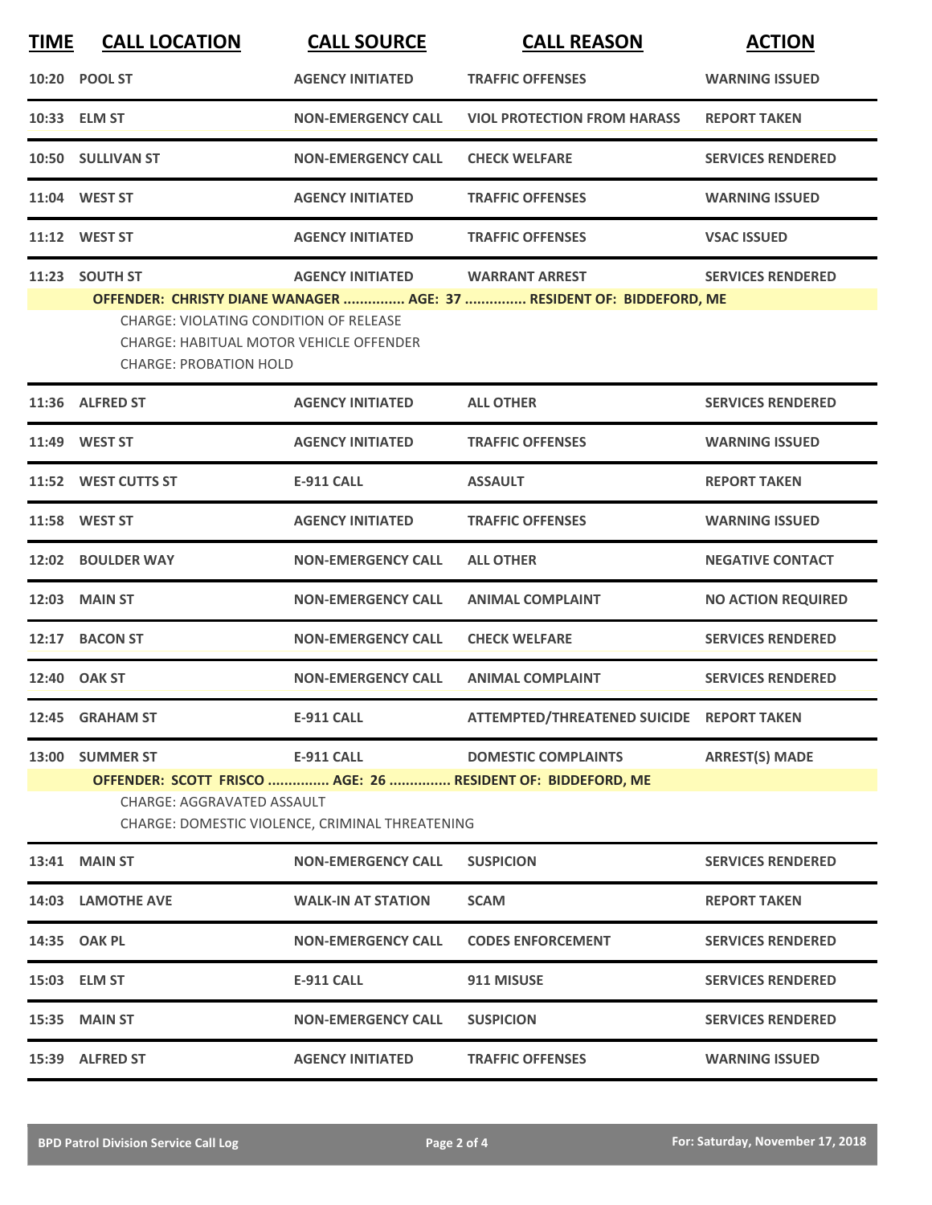| TIME | CALL LOCATION | CALL SOURCE | CALL REASON | ACTION |
|---|---|---|---|---|
| 10:20 | POOL ST | AGENCY INITIATED | TRAFFIC OFFENSES | WARNING ISSUED |
| 10:33 | ELM ST | NON-EMERGENCY CALL | VIOL PROTECTION FROM HARASS | REPORT TAKEN |
| 10:50 | SULLIVAN ST | NON-EMERGENCY CALL | CHECK WELFARE | SERVICES RENDERED |
| 11:04 | WEST ST | AGENCY INITIATED | TRAFFIC OFFENSES | WARNING ISSUED |
| 11:12 | WEST ST | AGENCY INITIATED | TRAFFIC OFFENSES | VSAC ISSUED |
| 11:23 | SOUTH ST | AGENCY INITIATED | WARRANT ARREST | SERVICES RENDERED |

**OFFENDER: CHRISTY DIANE WANAGER ............... AGE: 37 ............... RESIDENT OF: BIDDEFORD, ME**

CHARGE: VIOLATING CONDITION OF RELEASE
CHARGE: HABITUAL MOTOR VEHICLE OFFENDER
CHARGE: PROBATION HOLD

| TIME | CALL LOCATION | CALL SOURCE | CALL REASON | ACTION |
|---|---|---|---|---|
| 11:36 | ALFRED ST | AGENCY INITIATED | ALL OTHER | SERVICES RENDERED |
| 11:49 | WEST ST | AGENCY INITIATED | TRAFFIC OFFENSES | WARNING ISSUED |
| 11:52 | WEST CUTTS ST | E-911 CALL | ASSAULT | REPORT TAKEN |
| 11:58 | WEST ST | AGENCY INITIATED | TRAFFIC OFFENSES | WARNING ISSUED |
| 12:02 | BOULDER WAY | NON-EMERGENCY CALL | ALL OTHER | NEGATIVE CONTACT |
| 12:03 | MAIN ST | NON-EMERGENCY CALL | ANIMAL COMPLAINT | NO ACTION REQUIRED |
| 12:17 | BACON ST | NON-EMERGENCY CALL | CHECK WELFARE | SERVICES RENDERED |
| 12:40 | OAK ST | NON-EMERGENCY CALL | ANIMAL COMPLAINT | SERVICES RENDERED |
| 12:45 | GRAHAM ST | E-911 CALL | ATTEMPTED/THREATENED SUICIDE | REPORT TAKEN |
| 13:00 | SUMMER ST | E-911 CALL | DOMESTIC COMPLAINTS | ARREST(S) MADE |

**OFFENDER: SCOTT FRISCO ............... AGE: 26 ............... RESIDENT OF: BIDDEFORD, ME**

CHARGE: AGGRAVATED ASSAULT
CHARGE: DOMESTIC VIOLENCE, CRIMINAL THREATENING

| TIME | CALL LOCATION | CALL SOURCE | CALL REASON | ACTION |
|---|---|---|---|---|
| 13:41 | MAIN ST | NON-EMERGENCY CALL | SUSPICION | SERVICES RENDERED |
| 14:03 | LAMOTHE AVE | WALK-IN AT STATION | SCAM | REPORT TAKEN |
| 14:35 | OAK PL | NON-EMERGENCY CALL | CODES ENFORCEMENT | SERVICES RENDERED |
| 15:03 | ELM ST | E-911 CALL | 911 MISUSE | SERVICES RENDERED |
| 15:35 | MAIN ST | NON-EMERGENCY CALL | SUSPICION | SERVICES RENDERED |
| 15:39 | ALFRED ST | AGENCY INITIATED | TRAFFIC OFFENSES | WARNING ISSUED |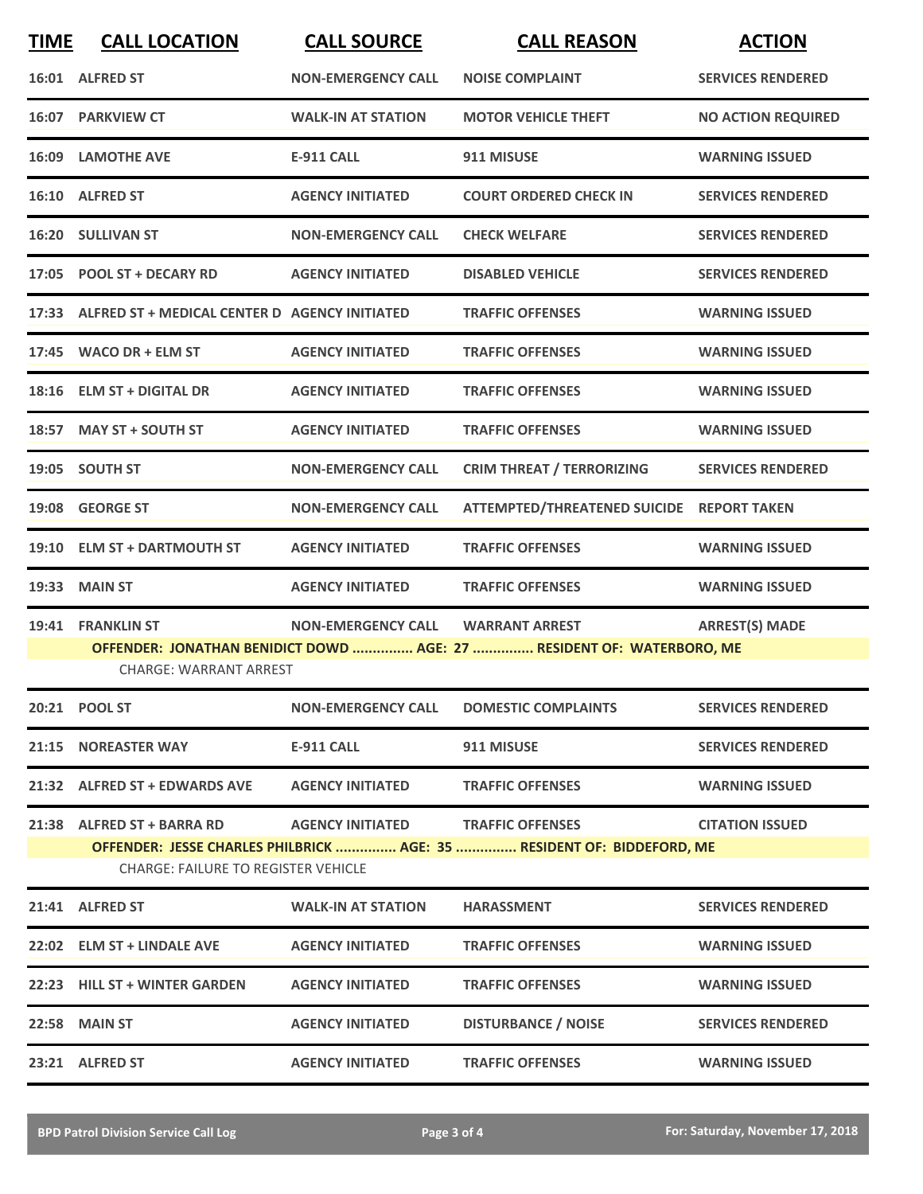| TIME | CALL LOCATION | CALL SOURCE | CALL REASON | ACTION |
|---|---|---|---|---|
| 16:01 | ALFRED ST | NON-EMERGENCY CALL | NOISE COMPLAINT | SERVICES RENDERED |
| 16:07 | PARKVIEW CT | WALK-IN AT STATION | MOTOR VEHICLE THEFT | NO ACTION REQUIRED |
| 16:09 | LAMOTHE AVE | E-911 CALL | 911 MISUSE | WARNING ISSUED |
| 16:10 | ALFRED ST | AGENCY INITIATED | COURT ORDERED CHECK IN | SERVICES RENDERED |
| 16:20 | SULLIVAN ST | NON-EMERGENCY CALL | CHECK WELFARE | SERVICES RENDERED |
| 17:05 | POOL ST + DECARY RD | AGENCY INITIATED | DISABLED VEHICLE | SERVICES RENDERED |
| 17:33 | ALFRED ST + MEDICAL CENTER D | AGENCY INITIATED | TRAFFIC OFFENSES | WARNING ISSUED |
| 17:45 | WACO DR + ELM ST | AGENCY INITIATED | TRAFFIC OFFENSES | WARNING ISSUED |
| 18:16 | ELM ST + DIGITAL DR | AGENCY INITIATED | TRAFFIC OFFENSES | WARNING ISSUED |
| 18:57 | MAY ST + SOUTH ST | AGENCY INITIATED | TRAFFIC OFFENSES | WARNING ISSUED |
| 19:05 | SOUTH ST | NON-EMERGENCY CALL | CRIM THREAT / TERRORIZING | SERVICES RENDERED |
| 19:08 | GEORGE ST | NON-EMERGENCY CALL | ATTEMPTED/THREATENED SUICIDE | REPORT TAKEN |
| 19:10 | ELM ST + DARTMOUTH ST | AGENCY INITIATED | TRAFFIC OFFENSES | WARNING ISSUED |
| 19:33 | MAIN ST | AGENCY INITIATED | TRAFFIC OFFENSES | WARNING ISSUED |
| 19:41 | FRANKLIN ST | NON-EMERGENCY CALL | WARRANT ARREST | ARREST(S) MADE |
| | OFFENDER: JONATHAN BENIDICT DOWD ............... AGE: 27 ............... RESIDENT OF: WATERBORO, ME | | | |
| | CHARGE: WARRANT ARREST | | | |
| 20:21 | POOL ST | NON-EMERGENCY CALL | DOMESTIC COMPLAINTS | SERVICES RENDERED |
| 21:15 | NOREASTER WAY | E-911 CALL | 911 MISUSE | SERVICES RENDERED |
| 21:32 | ALFRED ST + EDWARDS AVE | AGENCY INITIATED | TRAFFIC OFFENSES | WARNING ISSUED |
| 21:38 | ALFRED ST + BARRA RD | AGENCY INITIATED | TRAFFIC OFFENSES | CITATION ISSUED |
| | OFFENDER: JESSE CHARLES PHILBRICK ............... AGE: 35 ............... RESIDENT OF: BIDDEFORD, ME | | | |
| | CHARGE: FAILURE TO REGISTER VEHICLE | | | |
| 21:41 | ALFRED ST | WALK-IN AT STATION | HARASSMENT | SERVICES RENDERED |
| 22:02 | ELM ST + LINDALE AVE | AGENCY INITIATED | TRAFFIC OFFENSES | WARNING ISSUED |
| 22:23 | HILL ST + WINTER GARDEN | AGENCY INITIATED | TRAFFIC OFFENSES | WARNING ISSUED |
| 22:58 | MAIN ST | AGENCY INITIATED | DISTURBANCE / NOISE | SERVICES RENDERED |
| 23:21 | ALFRED ST | AGENCY INITIATED | TRAFFIC OFFENSES | WARNING ISSUED |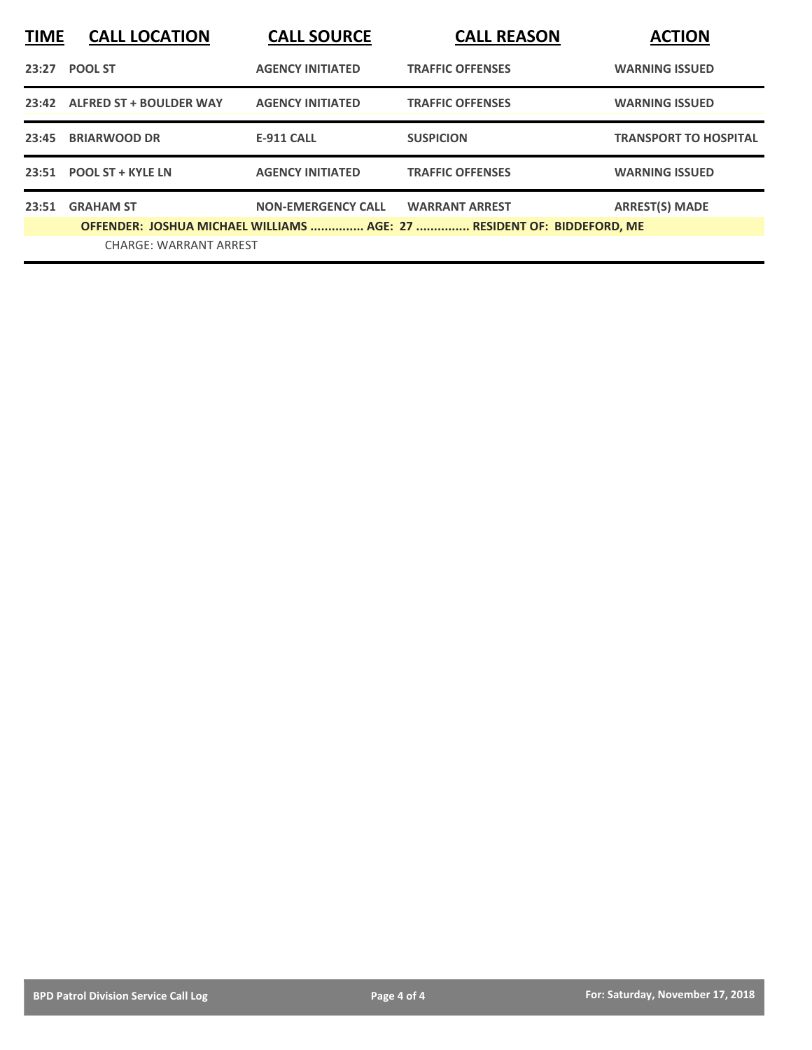| TIME | CALL LOCATION | CALL SOURCE | CALL REASON | ACTION |
|---|---|---|---|---|
| 23:27 | POOL ST | AGENCY INITIATED | TRAFFIC OFFENSES | WARNING ISSUED |
| 23:42 | ALFRED ST + BOULDER WAY | AGENCY INITIATED | TRAFFIC OFFENSES | WARNING ISSUED |
| 23:45 | BRIARWOOD DR | E-911 CALL | SUSPICION | TRANSPORT TO HOSPITAL |
| 23:51 | POOL ST + KYLE LN | AGENCY INITIATED | TRAFFIC OFFENSES | WARNING ISSUED |
| 23:51 | GRAHAM ST | NON-EMERGENCY CALL | WARRANT ARREST | ARREST(S) MADE |

**OFFENDER: JOSHUA MICHAEL WILLIAMS ............... AGE: 27 ............... RESIDENT OF: BIDDEFORD, ME**

CHARGE: WARRANT ARREST